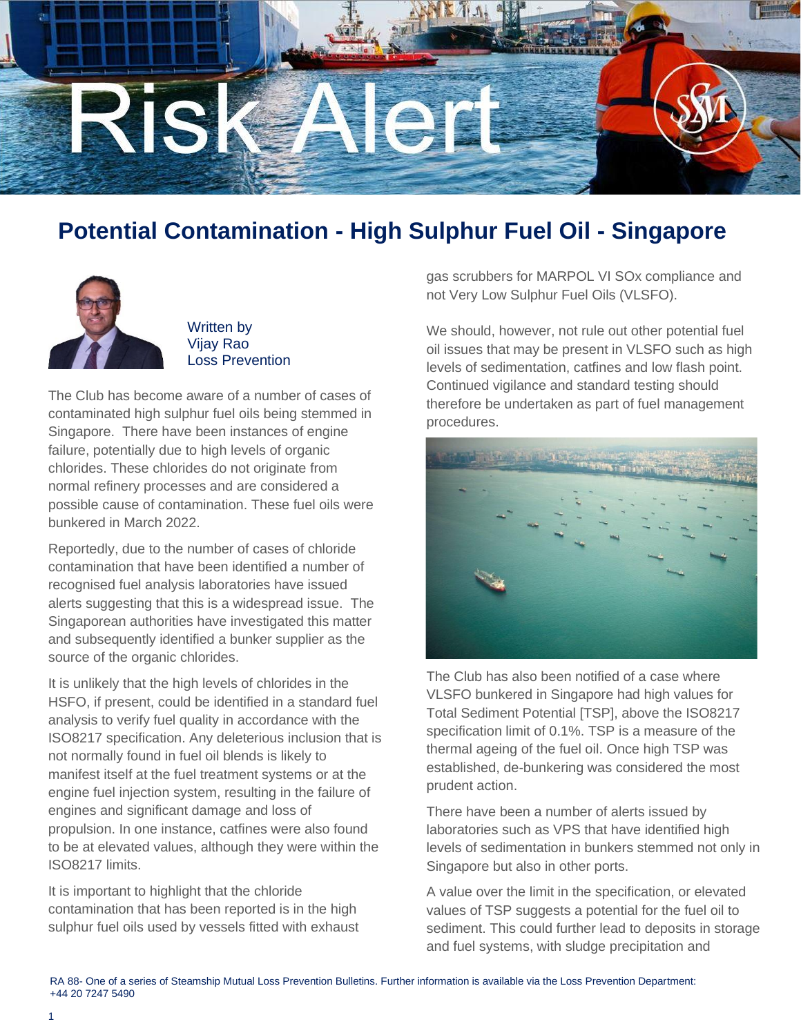# Risk Alert

## Potential Contamination - High Sulphur Fuel Oil - Singapore

Written by
Vijay Rao
Loss Prevention

The Club has become aware of a number of cases of contaminated high sulphur fuel oils being stemmed in Singapore. There have been instances of engine failure, potentially due to high levels of organic chlorides. These chlorides do not originate from normal refinery processes and are considered a possible cause of contamination. These fuel oils were bunkered in March 2022.

Reportedly, due to the number of cases of chloride contamination that have been identified a number of recognised fuel analysis laboratories have issued alerts suggesting that this is a widespread issue. The Singaporean authorities have investigated this matter and subsequently identified a bunker supplier as the source of the organic chlorides.

It is unlikely that the high levels of chlorides in the HSFO, if present, could be identified in a standard fuel analysis to verify fuel quality in accordance with the ISO8217 specification. Any deleterious inclusion that is not normally found in fuel oil blends is likely to manifest itself at the fuel treatment systems or at the engine fuel injection system, resulting in the failure of engines and significant damage and loss of propulsion. In one instance, catfines were also found to be at elevated values, although they were within the ISO8217 limits.

It is important to highlight that the chloride contamination that has been reported is in the high sulphur fuel oils used by vessels fitted with exhaust gas scrubbers for MARPOL VI SOx compliance and not Very Low Sulphur Fuel Oils (VLSFO).

We should, however, not rule out other potential fuel oil issues that may be present in VLSFO such as high levels of sedimentation, catfines and low flash point. Continued vigilance and standard testing should therefore be undertaken as part of fuel management procedures.

The Club has also been notified of a case where VLSFO bunkered in Singapore had high values for Total Sediment Potential [TSP], above the ISO8217 specification limit of 0.1%. TSP is a measure of the thermal ageing of the fuel oil. Once high TSP was established, de-bunkering was considered the most prudent action.

There have been a number of alerts issued by laboratories such as VPS that have identified high levels of sedimentation in bunkers stemmed not only in Singapore but also in other ports.

A value over the limit in the specification, or elevated values of TSP suggests a potential for the fuel oil to sediment. This could further lead to deposits in storage and fuel systems, with sludge precipitation and

RA 88- One of a series of Steamship Mutual Loss Prevention Bulletins. Further information is available via the Loss Prevention Department: +44 20 7247 5490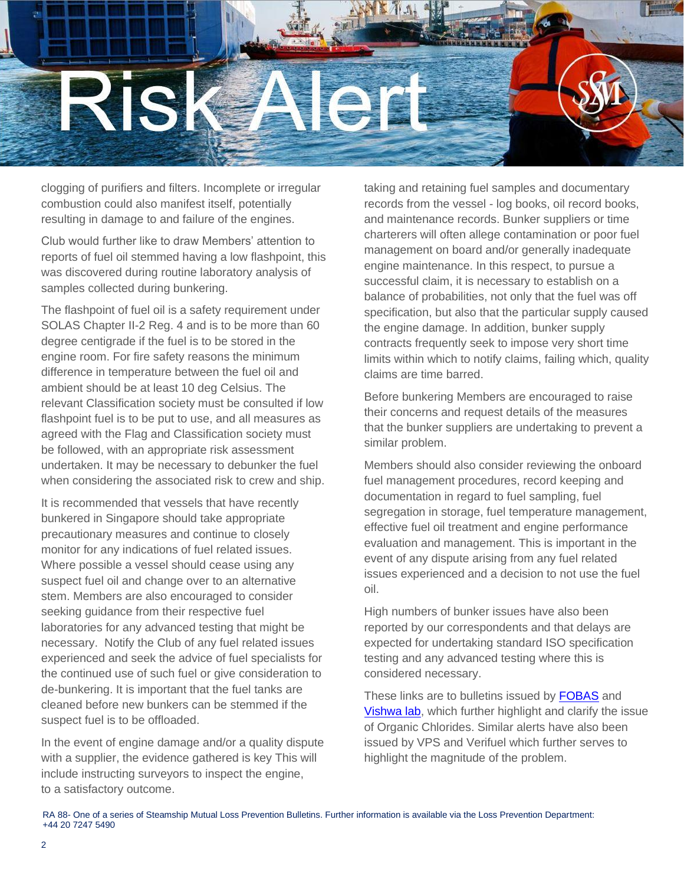# Risk Alert

clogging of purifiers and filters. Incomplete or irregular combustion could also manifest itself, potentially resulting in damage to and failure of the engines.

Club would further like to draw Members' attention to reports of fuel oil stemmed having a low flashpoint, this was discovered during routine laboratory analysis of samples collected during bunkering.

The flashpoint of fuel oil is a safety requirement under SOLAS Chapter II-2 Reg. 4 and is to be more than 60 degree centigrade if the fuel is to be stored in the engine room. For fire safety reasons the minimum difference in temperature between the fuel oil and ambient should be at least 10 deg Celsius. The relevant Classification society must be consulted if low flashpoint fuel is to be put to use, and all measures as agreed with the Flag and Classification society must be followed, with an appropriate risk assessment undertaken. It may be necessary to debunker the fuel when considering the associated risk to crew and ship.

It is recommended that vessels that have recently bunkered in Singapore should take appropriate precautionary measures and continue to closely monitor for any indications of fuel related issues. Where possible a vessel should cease using any suspect fuel oil and change over to an alternative stem. Members are also encouraged to consider seeking guidance from their respective fuel laboratories for any advanced testing that might be necessary. Notify the Club of any fuel related issues experienced and seek the advice of fuel specialists for the continued use of such fuel or give consideration to de-bunkering. It is important that the fuel tanks are cleaned before new bunkers can be stemmed if the suspect fuel is to be offloaded.

In the event of engine damage and/or a quality dispute with a supplier, the evidence gathered is key This will include instructing surveyors to inspect the engine, to a satisfactory outcome.

taking and retaining fuel samples and documentary records from the vessel - log books, oil record books, and maintenance records. Bunker suppliers or time charterers will often allege contamination or poor fuel management on board and/or generally inadequate engine maintenance. In this respect, to pursue a successful claim, it is necessary to establish on a balance of probabilities, not only that the fuel was off specification, but also that the particular supply caused the engine damage. In addition, bunker supply contracts frequently seek to impose very short time limits within which to notify claims, failing which, quality claims are time barred.

Before bunkering Members are encouraged to raise their concerns and request details of the measures that the bunker suppliers are undertaking to prevent a similar problem.

Members should also consider reviewing the onboard fuel management procedures, record keeping and documentation in regard to fuel sampling, fuel segregation in storage, fuel temperature management, effective fuel oil treatment and engine performance evaluation and management. This is important in the event of any dispute arising from any fuel related issues experienced and a decision to not use the fuel oil.

High numbers of bunker issues have also been reported by our correspondents and that delays are expected for undertaking standard ISO specification testing and any advanced testing where this is considered necessary.

These links are to bulletins issued by FOBAS and Vishwa lab, which further highlight and clarify the issue of Organic Chlorides. Similar alerts have also been issued by VPS and Verifuel which further serves to highlight the magnitude of the problem.

RA 88- One of a series of Steamship Mutual Loss Prevention Bulletins. Further information is available via the Loss Prevention Department: +44 20 7247 5490